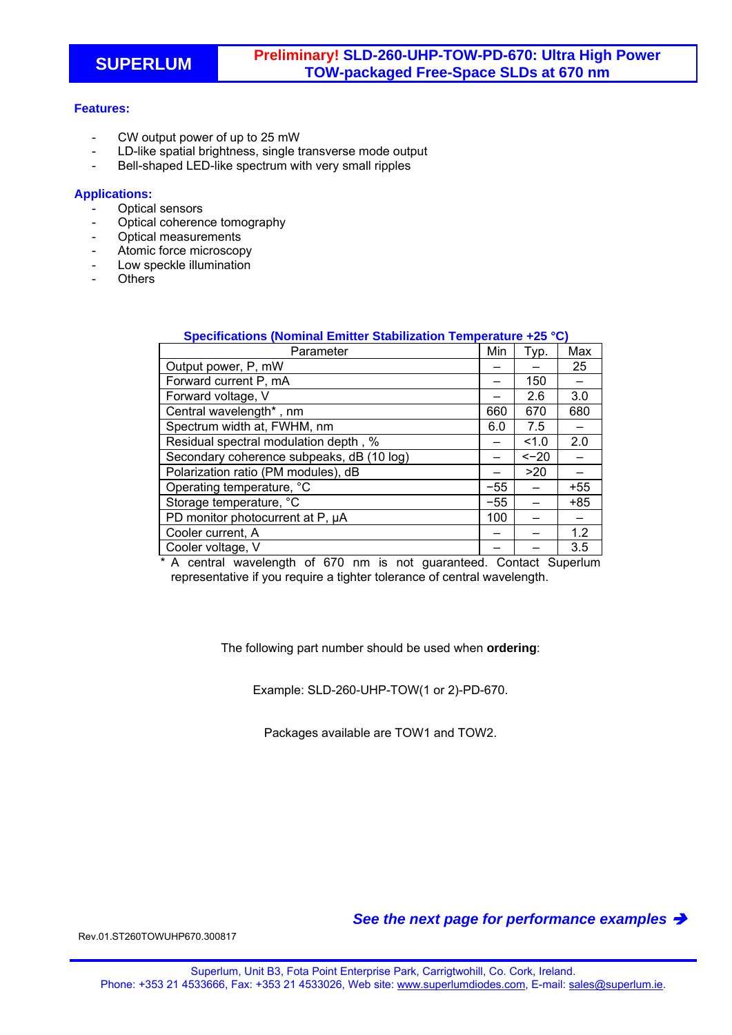# SUPERLUM

## Preliminary! SLD-260-UHP-TOW-PD-670: Ultra High Power TOW-packaged Free-Space SLDs at 670 nm

### Features:

- CW output power of up to 25 mW
- LD-like spatial brightness, single transverse mode output
- Bell-shaped LED-like spectrum with very small ripples

### Applications:

- Optical sensors
- Optical coherence tomography
- Optical measurements
- Atomic force microscopy
- Low speckle illumination
- Others

**Specifications (Nominal Emitter Stabilization Temperature +25 °C)**

| Parameter | Min | Typ. | Max |
|---|---|---|---|
| Output power, P, mW | – | – | 25 |
| Forward current P, mA | – | 150 | – |
| Forward voltage, V | – | 2.6 | 3.0 |
| Central wavelength* , nm | 660 | 670 | 680 |
| Spectrum width at, FWHM, nm | 6.0 | 7.5 | – |
| Residual spectral modulation depth , % | – | <1.0 | 2.0 |
| Secondary coherence subpeaks, dB (10 log) | – | <−20 | – |
| Polarization ratio (PM modules), dB | – | >20 | – |
| Operating temperature, °C | −55 | – | +55 |
| Storage temperature, °C | −55 | – | +85 |
| PD monitor photocurrent at P, μA | 100 | – | – |
| Cooler current, A | – | – | 1.2 |
| Cooler voltage, V | – | – | 3.5 |

\* A central wavelength of 670 nm is not guaranteed. Contact Superlum representative if you require a tighter tolerance of central wavelength.

The following part number should be used when **ordering**:

Example: SLD-260-UHP-TOW(1 or 2)-PD-670.

Packages available are TOW1 and TOW2.

***See the next page for performance examples ➔***

Rev.01.ST260TOWUHP670.300817

Superlum, Unit B3, Fota Point Enterprise Park, Carrigtwohill, Co. Cork, Ireland.
Phone: +353 21 4533666, Fax: +353 21 4533026, Web site: www.superlumdiodes.com, E-mail: sales@superlum.ie.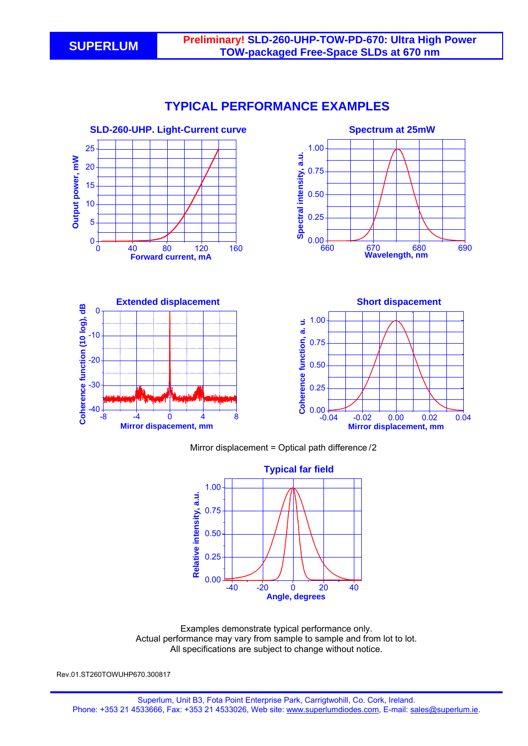SUPERLUM

**Preliminary! SLD-260-UHP-TOW-PD-670: Ultra High Power TOW-packaged Free-Space SLDs at 670 nm**

## TYPICAL PERFORMANCE EXAMPLES

**SLD-260-UHP. Light-Current curve**

Output power, mW
0
5
10
15
20
25
0
40
80
120
160
Forward current, mA

**Spectrum at 25mW**

Spectral intensity, a.u.
0.00
0.25
0.50
0.75
1.00
660
670
680
690
Wavelength, nm

**Extended displacement**

Coherence function (10 log), dB
0
-10
-20
-30
-40
-8
-4
0
4
8
Mirror dispacement, mm

**Short dispacement**

Coherence function, a. u.
0.00
0.25
0.50
0.75
1.00
-0.04
-0.02
0.00
0.02
0.04
Mirror displacement, mm

Mirror displacement = Optical path difference / 2

**Typical far field**

Relative intensity, a.u.
0.00
0.25
0.50
0.75
1.00
-40
-20
0
20
40
Angle, degrees

Examples demonstrate typical performance only.
Actual performance may vary from sample to sample and from lot to lot.
All specifications are subject to change without notice.

Rev.01.ST260TOWUHP670.300817

Superlum, Unit B3, Fota Point Enterprise Park, Carrigtwohill, Co. Cork, Ireland.
Phone: +353 21 4533666, Fax: +353 21 4533026, Web site: www.superlumdiodes.com, E-mail: sales@superlum.ie.